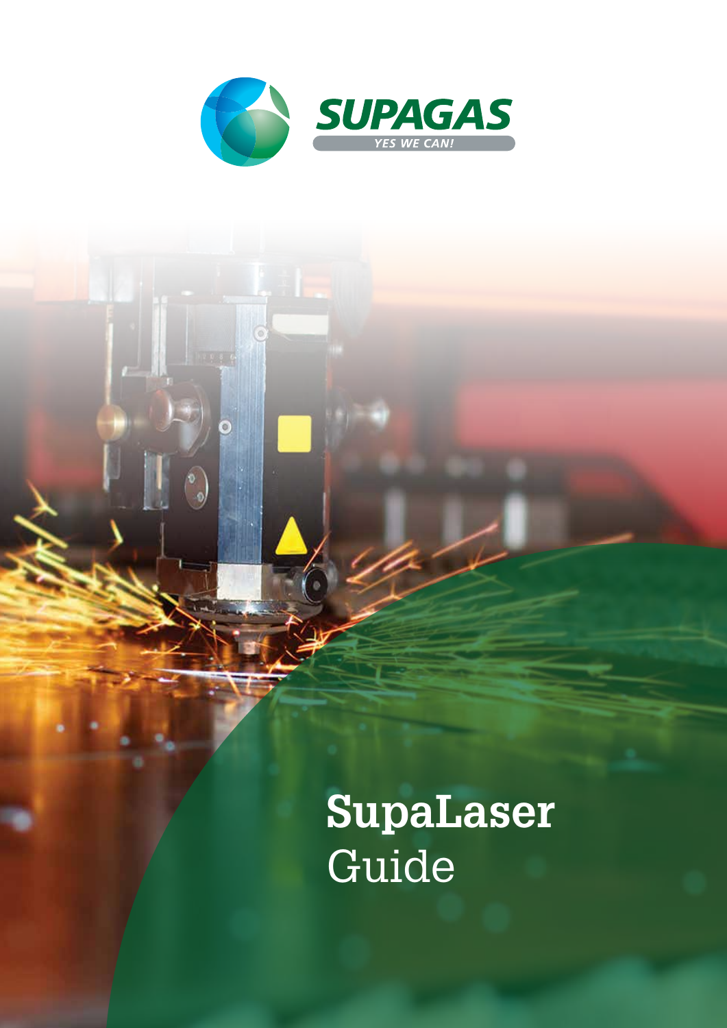SUPAGAS

YES WE CAN!

# SupaLaser Guide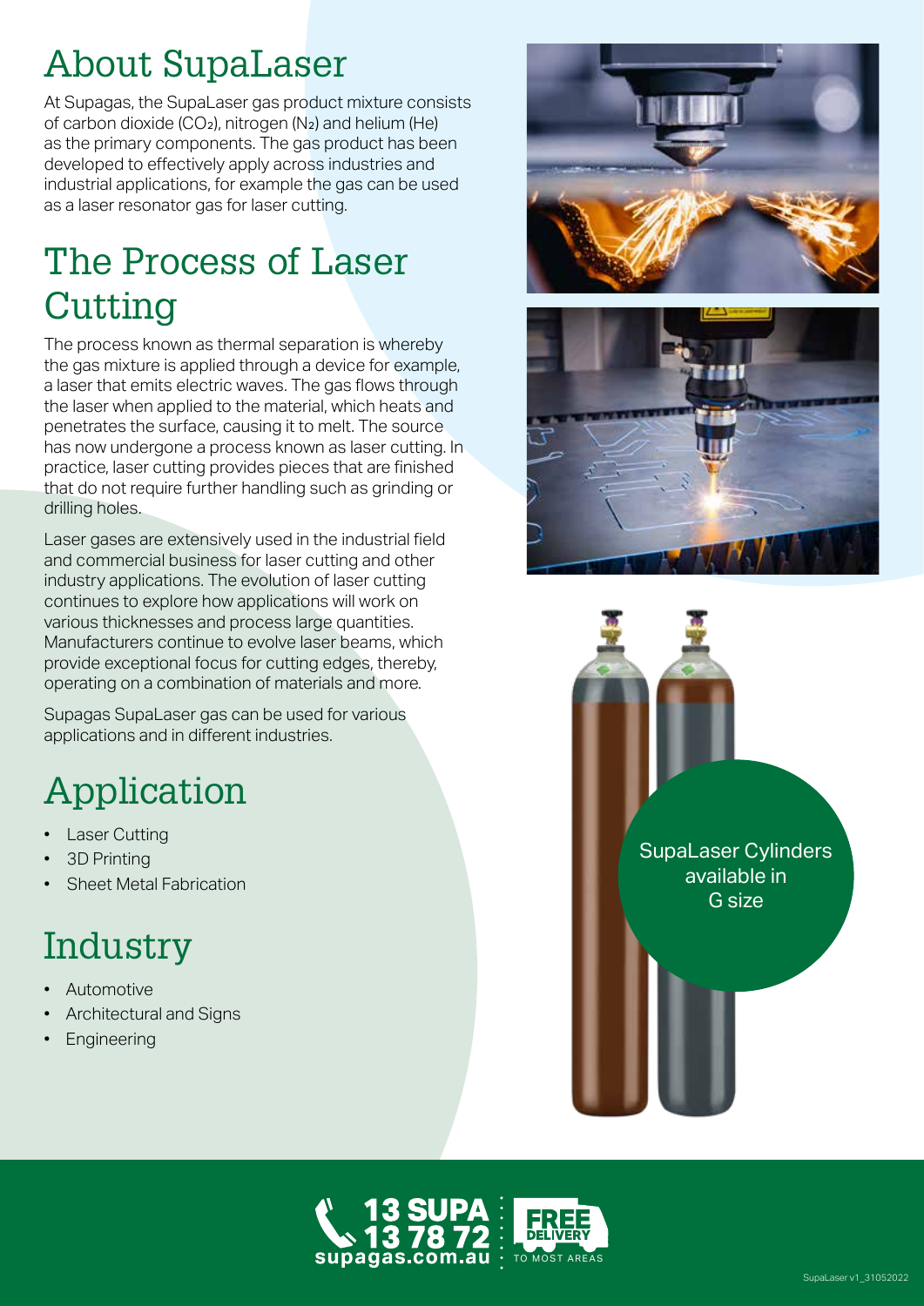# About SupaLaser

At Supagas, the SupaLaser gas product mixture consists of carbon dioxide ($CO_2$), nitrogen ($N_2$) and helium (He) as the primary components. The gas product has been developed to effectively apply across industries and industrial applications, for example the gas can be used as a laser resonator gas for laser cutting.

# The Process of Laser Cutting

The process known as thermal separation is whereby the gas mixture is applied through a device for example, a laser that emits electric waves. The gas flows through the laser when applied to the material, which heats and penetrates the surface, causing it to melt. The source has now undergone a process known as laser cutting. In practice, laser cutting provides pieces that are finished that do not require further handling such as grinding or drilling holes.

Laser gases are extensively used in the industrial field and commercial business for laser cutting and other industry applications. The evolution of laser cutting continues to explore how applications will work on various thicknesses and process large quantities. Manufacturers continue to evolve laser beams, which provide exceptional focus for cutting edges, thereby, operating on a combination of materials and more.

Supagas SupaLaser gas can be used for various applications and in different industries.

# Application

- Laser Cutting
- 3D Printing
- Sheet Metal Fabrication

# Industry

- Automotive
- Architectural and Signs
- Engineering

SupaLaser Cylinders available in G size

13 SUPA
13 78 72
supagas.com.au

FREE DELIVERY TO MOST AREAS